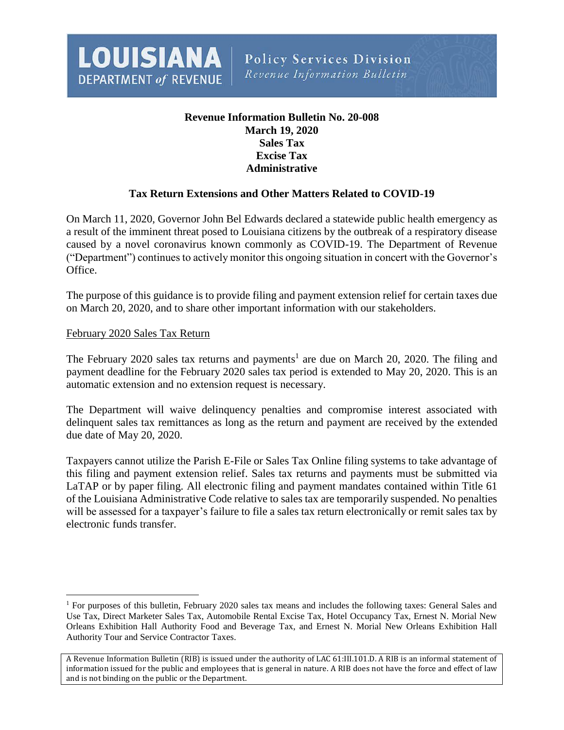**LOUISIANA DEPARTMENT of REVENUE** | **Policy Services Division**
*Revenue Information Bulletin*

**Revenue Information Bulletin No. 20-008**
**March 19, 2020**
**Sales Tax**
**Excise Tax**
**Administrative**

## Tax Return Extensions and Other Matters Related to COVID-19

On March 11, 2020, Governor John Bel Edwards declared a statewide public health emergency as a result of the imminent threat posed to Louisiana citizens by the outbreak of a respiratory disease caused by a novel coronavirus known commonly as COVID-19. The Department of Revenue ("Department") continues to actively monitor this ongoing situation in concert with the Governor's Office.

The purpose of this guidance is to provide filing and payment extension relief for certain taxes due on March 20, 2020, and to share other important information with our stakeholders.

### February 2020 Sales Tax Return

The February 2020 sales tax returns and payments[1] are due on March 20, 2020. The filing and payment deadline for the February 2020 sales tax period is extended to May 20, 2020. This is an automatic extension and no extension request is necessary.

The Department will waive delinquency penalties and compromise interest associated with delinquent sales tax remittances as long as the return and payment are received by the extended due date of May 20, 2020.

Taxpayers cannot utilize the Parish E-File or Sales Tax Online filing systems to take advantage of this filing and payment extension relief. Sales tax returns and payments must be submitted via LaTAP or by paper filing. All electronic filing and payment mandates contained within Title 61 of the Louisiana Administrative Code relative to sales tax are temporarily suspended. No penalties will be assessed for a taxpayer's failure to file a sales tax return electronically or remit sales tax by electronic funds transfer.

[1] For purposes of this bulletin, February 2020 sales tax means and includes the following taxes: General Sales and Use Tax, Direct Marketer Sales Tax, Automobile Rental Excise Tax, Hotel Occupancy Tax, Ernest N. Morial New Orleans Exhibition Hall Authority Food and Beverage Tax, and Ernest N. Morial New Orleans Exhibition Hall Authority Tour and Service Contractor Taxes.

A Revenue Information Bulletin (RIB) is issued under the authority of LAC 61:III.101.D. A RIB is an informal statement of information issued for the public and employees that is general in nature. A RIB does not have the force and effect of law and is not binding on the public or the Department.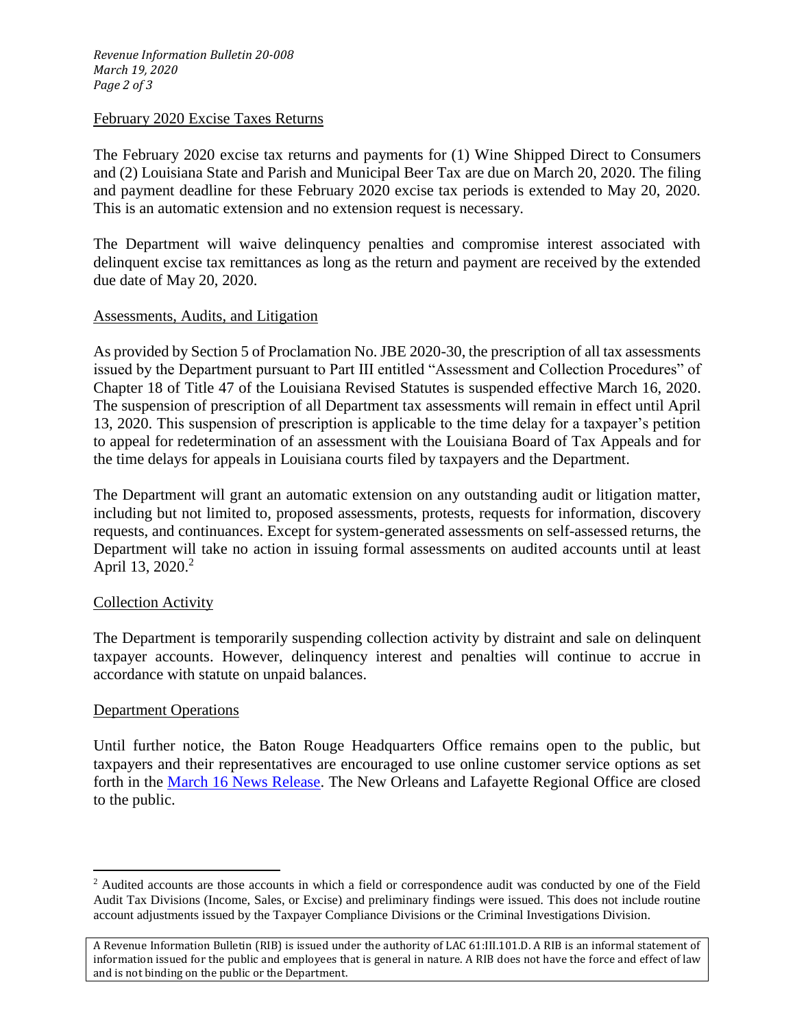## February 2020 Excise Taxes Returns

The February 2020 excise tax returns and payments for (1) Wine Shipped Direct to Consumers and (2) Louisiana State and Parish and Municipal Beer Tax are due on March 20, 2020. The filing and payment deadline for these February 2020 excise tax periods is extended to May 20, 2020. This is an automatic extension and no extension request is necessary.

The Department will waive delinquency penalties and compromise interest associated with delinquent excise tax remittances as long as the return and payment are received by the extended due date of May 20, 2020.

## Assessments, Audits, and Litigation

As provided by Section 5 of Proclamation No. JBE 2020-30, the prescription of all tax assessments issued by the Department pursuant to Part III entitled "Assessment and Collection Procedures" of Chapter 18 of Title 47 of the Louisiana Revised Statutes is suspended effective March 16, 2020. The suspension of prescription of all Department tax assessments will remain in effect until April 13, 2020. This suspension of prescription is applicable to the time delay for a taxpayer's petition to appeal for redetermination of an assessment with the Louisiana Board of Tax Appeals and for the time delays for appeals in Louisiana courts filed by taxpayers and the Department.

The Department will grant an automatic extension on any outstanding audit or litigation matter, including but not limited to, proposed assessments, protests, requests for information, discovery requests, and continuances. Except for system-generated assessments on self-assessed returns, the Department will take no action in issuing formal assessments on audited accounts until at least April 13, 2020.[2]

## Collection Activity

The Department is temporarily suspending collection activity by distraint and sale on delinquent taxpayer accounts. However, delinquency interest and penalties will continue to accrue in accordance with statute on unpaid balances.

## Department Operations

Until further notice, the Baton Rouge Headquarters Office remains open to the public, but taxpayers and their representatives are encouraged to use online customer service options as set forth in the [March 16 News Release](). The New Orleans and Lafayette Regional Office are closed to the public.

---

[2] Audited accounts are those accounts in which a field or correspondence audit was conducted by one of the Field Audit Tax Divisions (Income, Sales, or Excise) and preliminary findings were issued. This does not include routine account adjustments issued by the Taxpayer Compliance Divisions or the Criminal Investigations Division.

A Revenue Information Bulletin (RIB) is issued under the authority of LAC 61:III.101.D. A RIB is an informal statement of information issued for the public and employees that is general in nature. A RIB does not have the force and effect of law and is not binding on the public or the Department.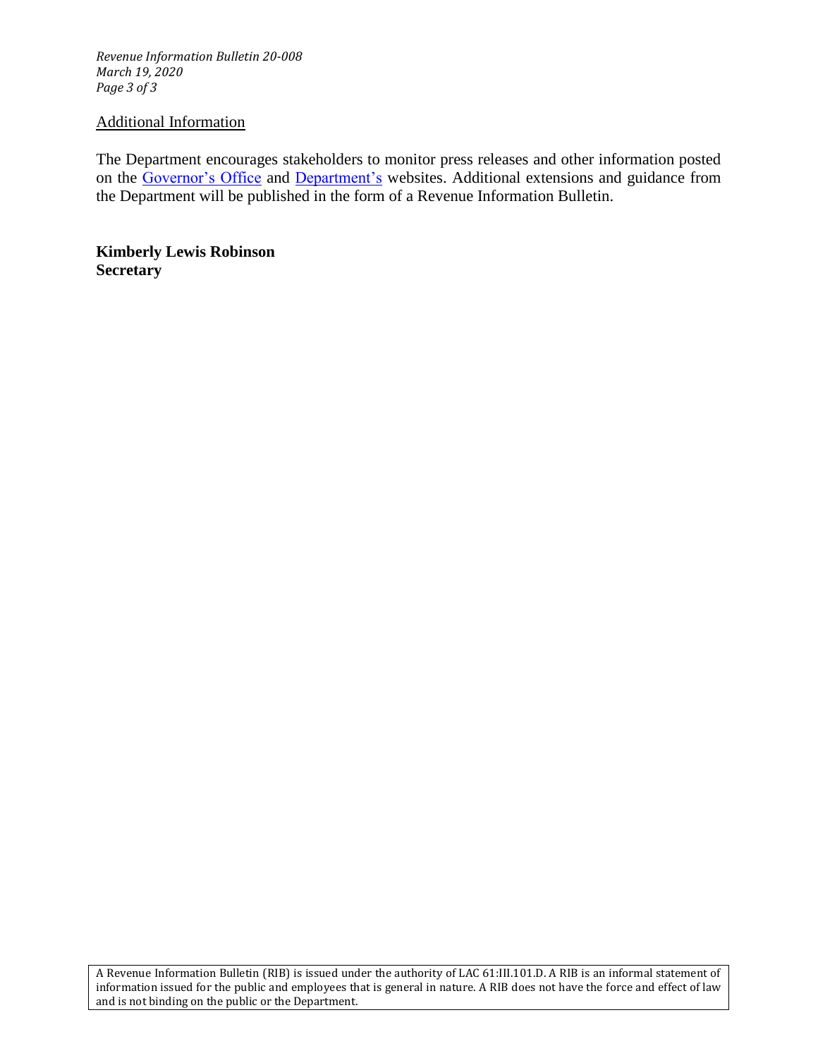## Additional Information

The Department encourages stakeholders to monitor press releases and other information posted on the Governor's Office and Department's websites. Additional extensions and guidance from the Department will be published in the form of a Revenue Information Bulletin.

**Kimberly Lewis Robinson**
**Secretary**

A Revenue Information Bulletin (RIB) is issued under the authority of LAC 61:III.101.D. A RIB is an informal statement of information issued for the public and employees that is general in nature. A RIB does not have the force and effect of law and is not binding on the public or the Department.